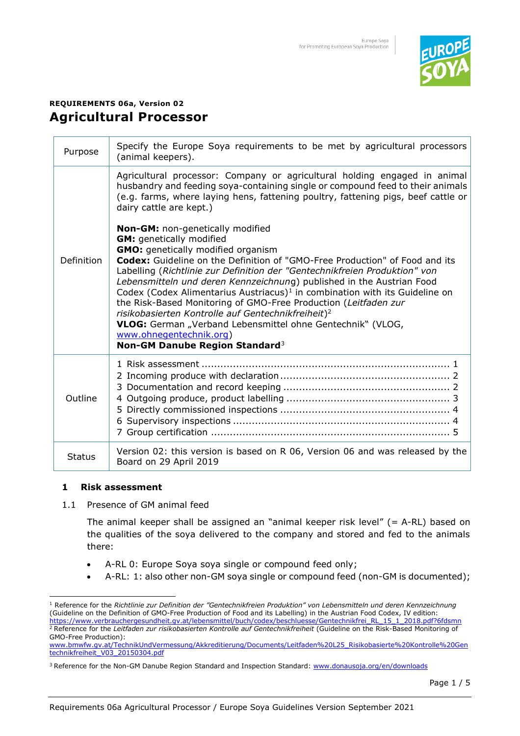**REQUIREMENTS 06a, Version 02**

# Agricultural Processor

| | |
|---|---|
| Purpose | Specify the Europe Soya requirements to be met by agricultural processors (animal keepers). |
| Definition | Agricultural processor: Company or agricultural holding engaged in animal husbandry and feeding soya-containing single or compound feed to their animals (e.g. farms, where laying hens, fattening poultry, fattening pigs, beef cattle or dairy cattle are kept.)<br><br>**Non-GM:** non-genetically modified<br>**GM:** genetically modified<br>**GMO:** genetically modified organism<br>**Codex:** Guideline on the Definition of "GMO-Free Production" of Food and its Labelling (*Richtlinie zur Definition der "Gentechnikfreien Produktion" von Lebensmitteln und deren Kennzeichnun*g) published in the Austrian Food Codex (Codex Alimentarius Austriacus)[1] in combination with its Guideline on the Risk-Based Monitoring of GMO-Free Production (*Leitfaden zur risikobasierten Kontrolle auf Gentechnikfreiheit*)[2]<br>**VLOG:** German „Verband Lebensmittel ohne Gentechnik" (VLOG, www.ohnegentechnik.org)<br>**Non-GM Danube Region Standard**[3] |
| Outline | 1 Risk assessment ..... 1<br>2 Incoming produce with declaration ..... 2<br>3 Documentation and record keeping ..... 2<br>4 Outgoing produce, product labelling ..... 3<br>5 Directly commissioned inspections ..... 4<br>6 Supervisory inspections ..... 4<br>7 Group certification ..... 5 |
| Status | Version 02: this version is based on R 06, Version 06 and was released by the Board on 29 April 2019 |

## 1 Risk assessment

1.1 Presence of GM animal feed

The animal keeper shall be assigned an "animal keeper risk level" (= A-RL) based on the qualities of the soya delivered to the company and stored and fed to the animals there:

- A-RL 0: Europe Soya soya single or compound feed only;
- A-RL: 1: also other non-GM soya single or compound feed (non-GM is documented);

---

[1] Reference for the *Richtlinie zur Definition der "Gentechnikfreien Produktion" von Lebensmitteln und deren Kennzeichnung* (Guideline on the Definition of GMO-Free Production of Food and its Labelling) in the Austrian Food Codex, IV edition: https://www.verbrauchergesundheit.gv.at/lebensmittel/buch/codex/beschluesse/Gentechnikfrei_RL_15_1_2018.pdf?6fdsmn

[2] Reference for the *Leitfaden zur risikobasierten Kontrolle auf Gentechnikfreiheit* (Guideline on the Risk-Based Monitoring of GMO-Free Production): www.bmwfw.gv.at/TechnikUndVermessung/Akkreditierung/Documents/Leitfaden%20L25_Risikobasierte%20Kontrolle%20Gentechnikfreiheit_V03_20150304.pdf

[3] Reference for the Non-GM Danube Region Standard and Inspection Standard: www.donausoja.org/en/downloads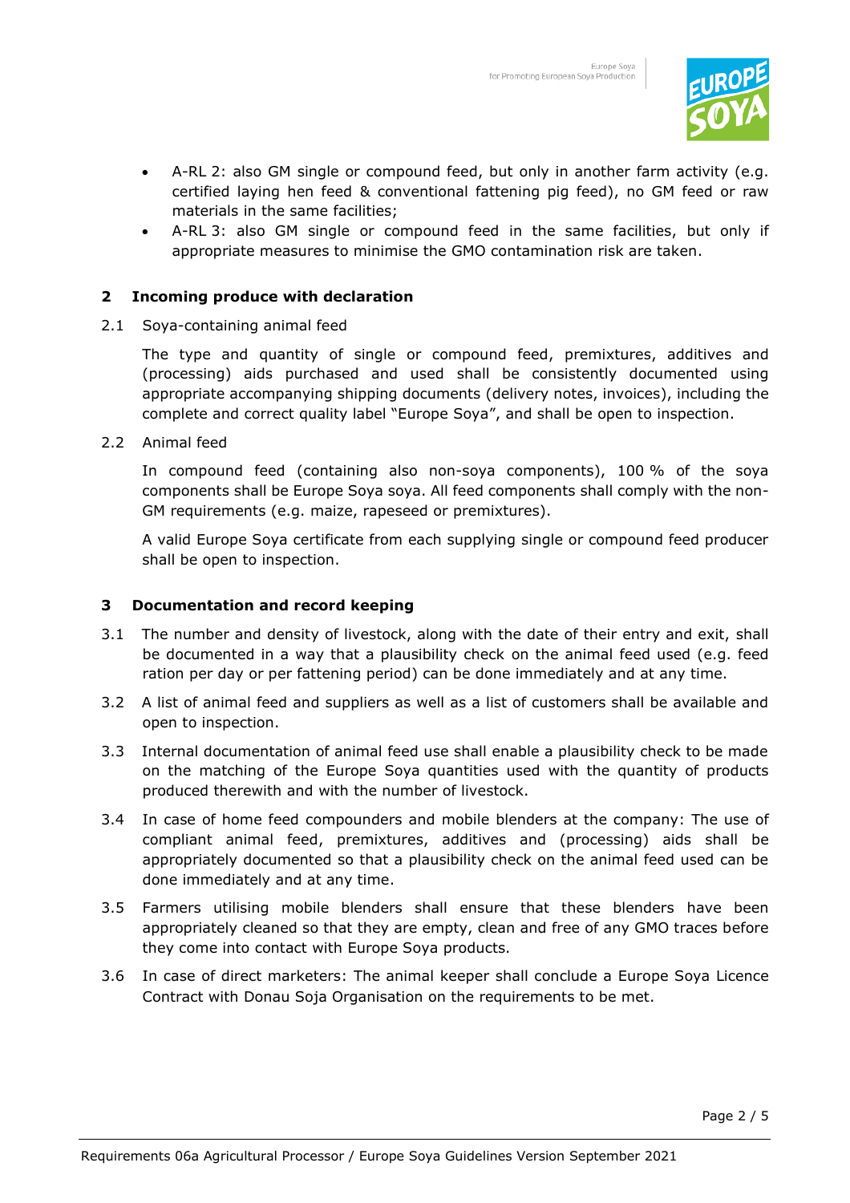- A-RL 2: also GM single or compound feed, but only in another farm activity (e.g. certified laying hen feed & conventional fattening pig feed), no GM feed or raw materials in the same facilities;
- A-RL 3: also GM single or compound feed in the same facilities, but only if appropriate measures to minimise the GMO contamination risk are taken.

## 2 Incoming produce with declaration

2.1 Soya-containing animal feed

The type and quantity of single or compound feed, premixtures, additives and (processing) aids purchased and used shall be consistently documented using appropriate accompanying shipping documents (delivery notes, invoices), including the complete and correct quality label "Europe Soya", and shall be open to inspection.

2.2 Animal feed

In compound feed (containing also non-soya components), 100 % of the soya components shall be Europe Soya soya. All feed components shall comply with the non-GM requirements (e.g. maize, rapeseed or premixtures).

A valid Europe Soya certificate from each supplying single or compound feed producer shall be open to inspection.

## 3 Documentation and record keeping

3.1 The number and density of livestock, along with the date of their entry and exit, shall be documented in a way that a plausibility check on the animal feed used (e.g. feed ration per day or per fattening period) can be done immediately and at any time.

3.2 A list of animal feed and suppliers as well as a list of customers shall be available and open to inspection.

3.3 Internal documentation of animal feed use shall enable a plausibility check to be made on the matching of the Europe Soya quantities used with the quantity of products produced therewith and with the number of livestock.

3.4 In case of home feed compounders and mobile blenders at the company: The use of compliant animal feed, premixtures, additives and (processing) aids shall be appropriately documented so that a plausibility check on the animal feed used can be done immediately and at any time.

3.5 Farmers utilising mobile blenders shall ensure that these blenders have been appropriately cleaned so that they are empty, clean and free of any GMO traces before they come into contact with Europe Soya products.

3.6 In case of direct marketers: The animal keeper shall conclude a Europe Soya Licence Contract with Donau Soja Organisation on the requirements to be met.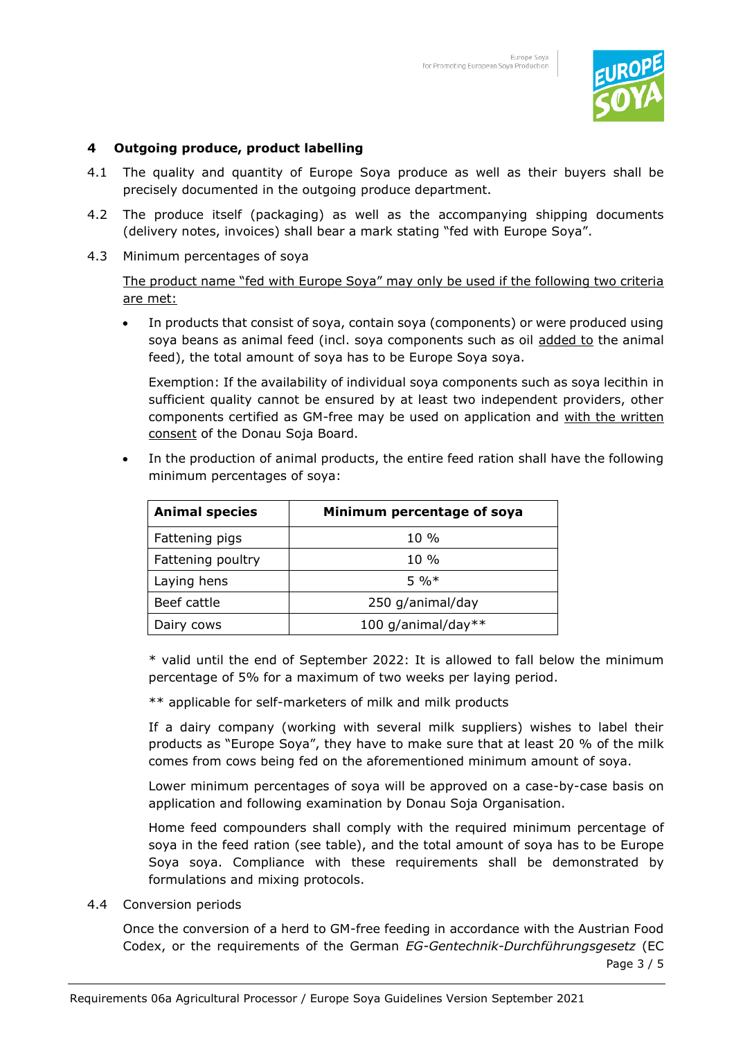## 4 Outgoing produce, product labelling

4.1 The quality and quantity of Europe Soya produce as well as their buyers shall be precisely documented in the outgoing produce department.

4.2 The produce itself (packaging) as well as the accompanying shipping documents (delivery notes, invoices) shall bear a mark stating "fed with Europe Soya".

4.3 Minimum percentages of soya

<u>The product name "fed with Europe Soya" may only be used if the following two criteria are met:</u>

- In products that consist of soya, contain soya (components) or were produced using soya beans as animal feed (incl. soya components such as oil <u>added to</u> the animal feed), the total amount of soya has to be Europe Soya soya.

  Exemption: If the availability of individual soya components such as soya lecithin in sufficient quality cannot be ensured by at least two independent providers, other components certified as GM-free may be used on application and <u>with the written consent</u> of the Donau Soja Board.

- In the production of animal products, the entire feed ration shall have the following minimum percentages of soya:

| Animal species | Minimum percentage of soya |
|---|---|
| Fattening pigs | 10 % |
| Fattening poultry | 10 % |
| Laying hens | 5 %* |
| Beef cattle | 250 g/animal/day |
| Dairy cows | 100 g/animal/day** |

  * valid until the end of September 2022: It is allowed to fall below the minimum percentage of 5% for a maximum of two weeks per laying period.

  ** applicable for self-marketers of milk and milk products

  If a dairy company (working with several milk suppliers) wishes to label their products as "Europe Soya", they have to make sure that at least 20 % of the milk comes from cows being fed on the aforementioned minimum amount of soya.

  Lower minimum percentages of soya will be approved on a case-by-case basis on application and following examination by Donau Soja Organisation.

  Home feed compounders shall comply with the required minimum percentage of soya in the feed ration (see table), and the total amount of soya has to be Europe Soya soya. Compliance with these requirements shall be demonstrated by formulations and mixing protocols.

4.4 Conversion periods

Once the conversion of a herd to GM-free feeding in accordance with the Austrian Food Codex, or the requirements of the German *EG-Gentechnik-Durchführungsgesetz* (EC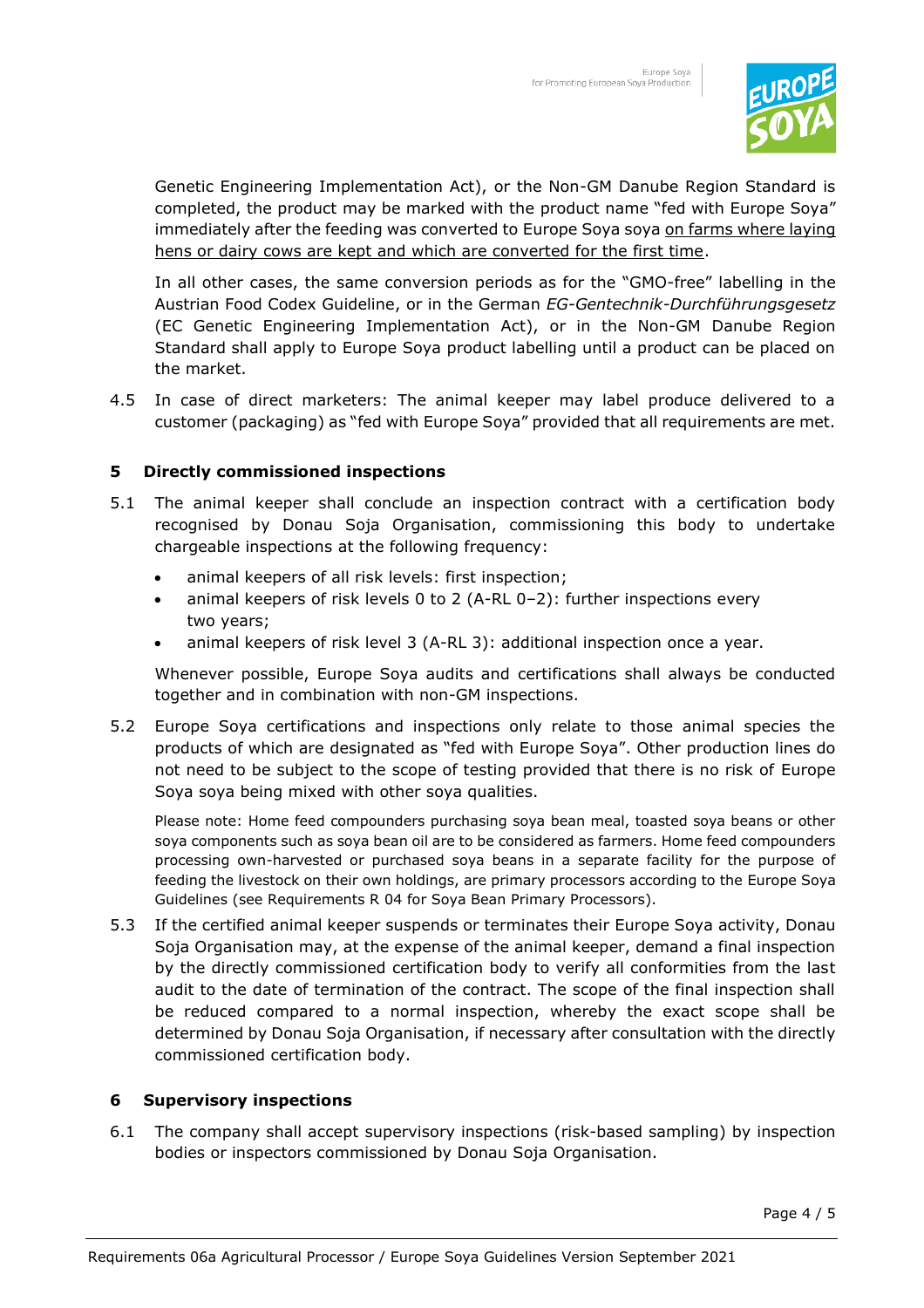Genetic Engineering Implementation Act), or the Non-GM Danube Region Standard is completed, the product may be marked with the product name "fed with Europe Soya" immediately after the feeding was converted to Europe Soya soya on farms where laying hens or dairy cows are kept and which are converted for the first time.

In all other cases, the same conversion periods as for the "GMO-free" labelling in the Austrian Food Codex Guideline, or in the German *EG-Gentechnik-Durchführungsgesetz* (EC Genetic Engineering Implementation Act), or in the Non-GM Danube Region Standard shall apply to Europe Soya product labelling until a product can be placed on the market.

4.5 In case of direct marketers: The animal keeper may label produce delivered to a customer (packaging) as "fed with Europe Soya" provided that all requirements are met.

## 5 Directly commissioned inspections

5.1 The animal keeper shall conclude an inspection contract with a certification body recognised by Donau Soja Organisation, commissioning this body to undertake chargeable inspections at the following frequency:

- animal keepers of all risk levels: first inspection;
- animal keepers of risk levels 0 to 2 (A-RL 0–2): further inspections every two years;
- animal keepers of risk level 3 (A-RL 3): additional inspection once a year.

Whenever possible, Europe Soya audits and certifications shall always be conducted together and in combination with non-GM inspections.

5.2 Europe Soya certifications and inspections only relate to those animal species the products of which are designated as "fed with Europe Soya". Other production lines do not need to be subject to the scope of testing provided that there is no risk of Europe Soya soya being mixed with other soya qualities.

Please note: Home feed compounders purchasing soya bean meal, toasted soya beans or other soya components such as soya bean oil are to be considered as farmers. Home feed compounders processing own-harvested or purchased soya beans in a separate facility for the purpose of feeding the livestock on their own holdings, are primary processors according to the Europe Soya Guidelines (see Requirements R 04 for Soya Bean Primary Processors).

5.3 If the certified animal keeper suspends or terminates their Europe Soya activity, Donau Soja Organisation may, at the expense of the animal keeper, demand a final inspection by the directly commissioned certification body to verify all conformities from the last audit to the date of termination of the contract. The scope of the final inspection shall be reduced compared to a normal inspection, whereby the exact scope shall be determined by Donau Soja Organisation, if necessary after consultation with the directly commissioned certification body.

## 6 Supervisory inspections

6.1 The company shall accept supervisory inspections (risk-based sampling) by inspection bodies or inspectors commissioned by Donau Soja Organisation.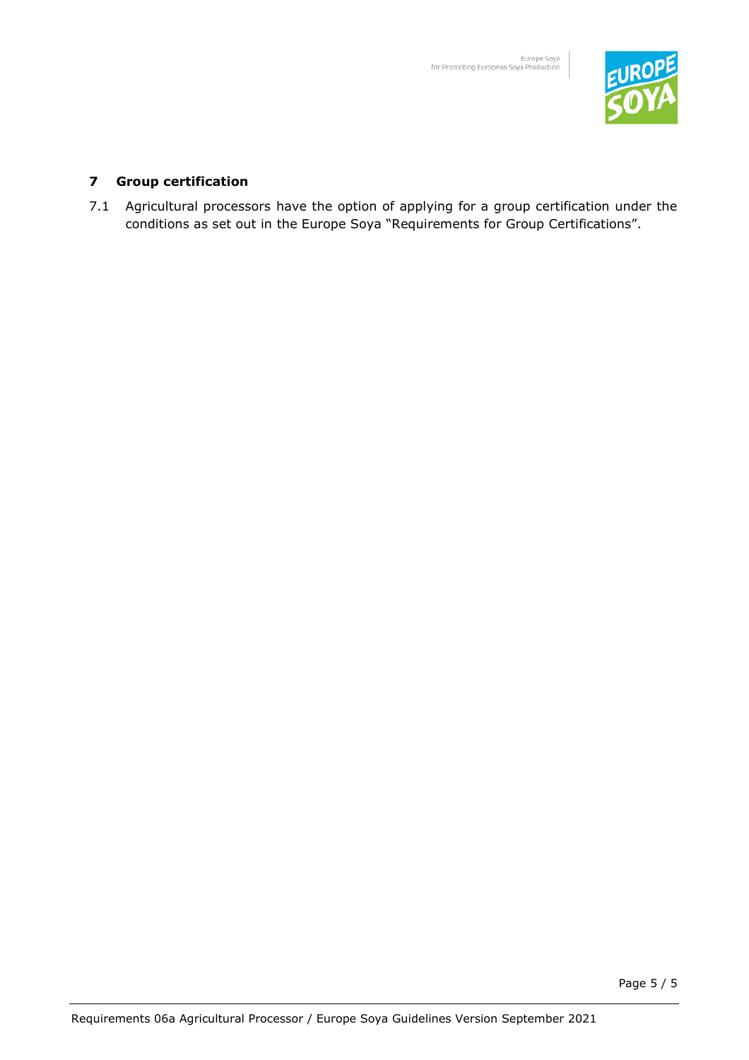## 7 Group certification

7.1 Agricultural processors have the option of applying for a group certification under the conditions as set out in the Europe Soya "Requirements for Group Certifications".